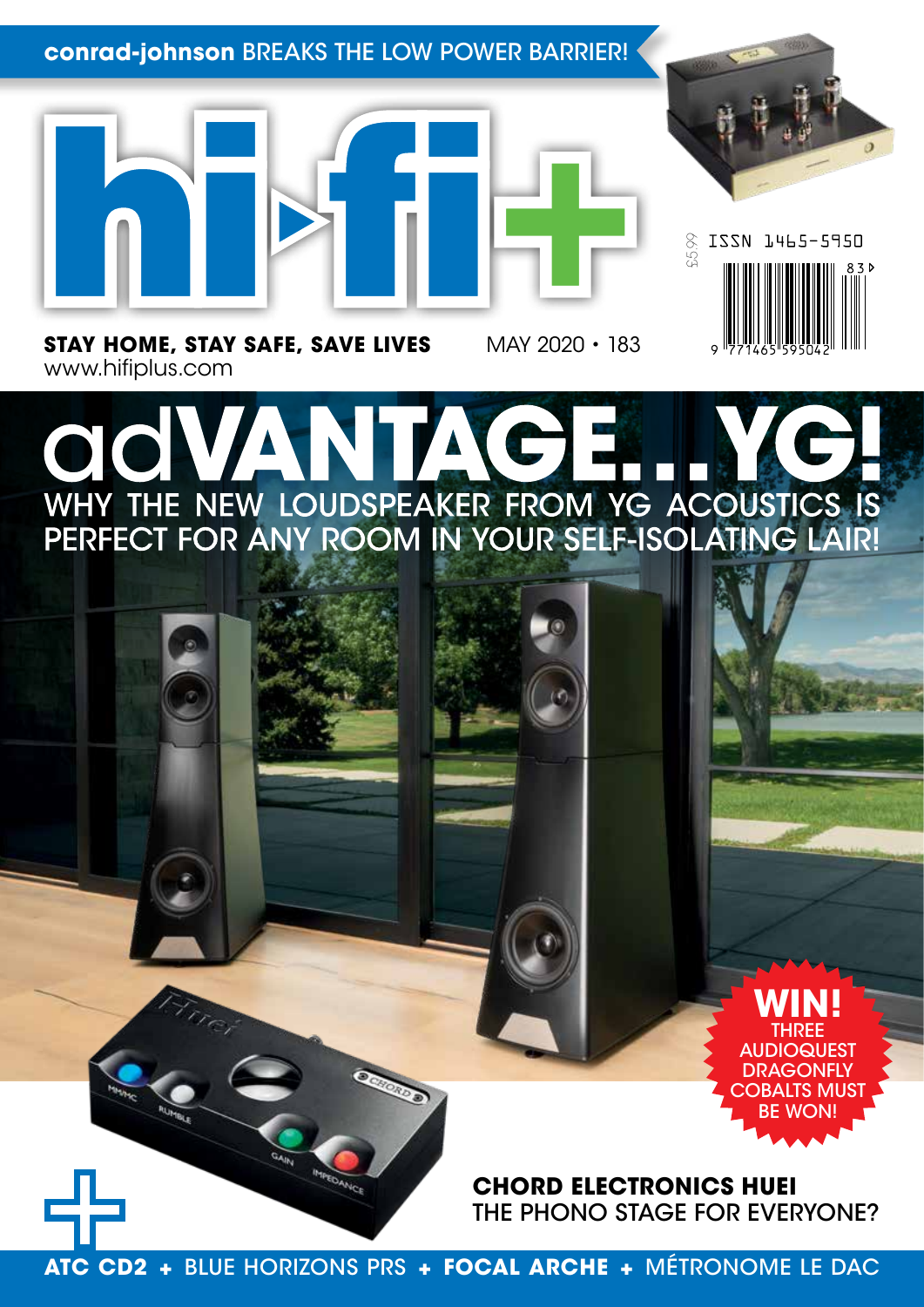**conrad-johnson** BREAKS THE LOW POWER BARRIER!

# hi-fi+

ISSN 1465-5950

£5.99

**STAY HOME, STAY SAFE, SAVE LIVES**
www.hifiplus.com

MAY 2020 • 183

# adVANTAGE...YG!

## WHY THE NEW LOUDSPEAKER FROM YG ACOUSTICS IS PERFECT FOR ANY ROOM IN YOUR SELF-ISOLATING LAIR!

**WIN!**
THREE AUDIOQUEST DRAGONFLY COBALTS MUST BE WON!

**CHORD ELECTRONICS HUEI**
THE PHONO STAGE FOR EVERYONE?

**ATC CD2** + BLUE HORIZONS PRS + **FOCAL ARCHE** + MÉTRONOME LE DAC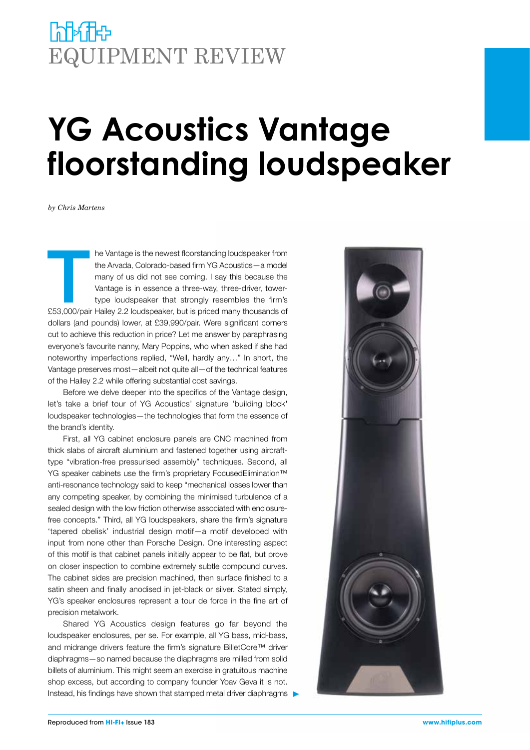# EQUIPMENT REVIEW

# YG Acoustics Vantage floorstanding loudspeaker

*by Chris Martens*

The Vantage is the newest floorstanding loudspeaker from the Arvada, Colorado-based firm YG Acoustics—a model many of us did not see coming. I say this because the Vantage is in essence a three-way, three-driver, tower-type loudspeaker that strongly resembles the firm's £53,000/pair Hailey 2.2 loudspeaker, but is priced many thousands of dollars (and pounds) lower, at £39,990/pair. Were significant corners cut to achieve this reduction in price? Let me answer by paraphrasing everyone's favourite nanny, Mary Poppins, who when asked if she had noteworthy imperfections replied, "Well, hardly any…" In short, the Vantage preserves most—albeit not quite all—of the technical features of the Hailey 2.2 while offering substantial cost savings.

Before we delve deeper into the specifics of the Vantage design, let's take a brief tour of YG Acoustics' signature 'building block' loudspeaker technologies—the technologies that form the essence of the brand's identity.

First, all YG cabinet enclosure panels are CNC machined from thick slabs of aircraft aluminium and fastened together using aircraft-type "vibration-free pressurised assembly" techniques. Second, all YG speaker cabinets use the firm's proprietary FocusedElimination™ anti-resonance technology said to keep "mechanical losses lower than any competing speaker, by combining the minimised turbulence of a sealed design with the low friction otherwise associated with enclosure-free concepts." Third, all YG loudspeakers, share the firm's signature 'tapered obelisk' industrial design motif—a motif developed with input from none other than Porsche Design. One interesting aspect of this motif is that cabinet panels initially appear to be flat, but prove on closer inspection to combine extremely subtle compound curves. The cabinet sides are precision machined, then surface finished to a satin sheen and finally anodised in jet-black or silver. Stated simply, YG's speaker enclosures represent a tour de force in the fine art of precision metalwork.

Shared YG Acoustics design features go far beyond the loudspeaker enclosures, per se. For example, all YG bass, mid-bass, and midrange drivers feature the firm's signature BilletCore™ driver diaphragms—so named because the diaphragms are milled from solid billets of aluminium. This might seem an exercise in gratuitous machine shop excess, but according to company founder Yoav Geva it is not. Instead, his findings have shown that stamped metal driver diaphragms ▶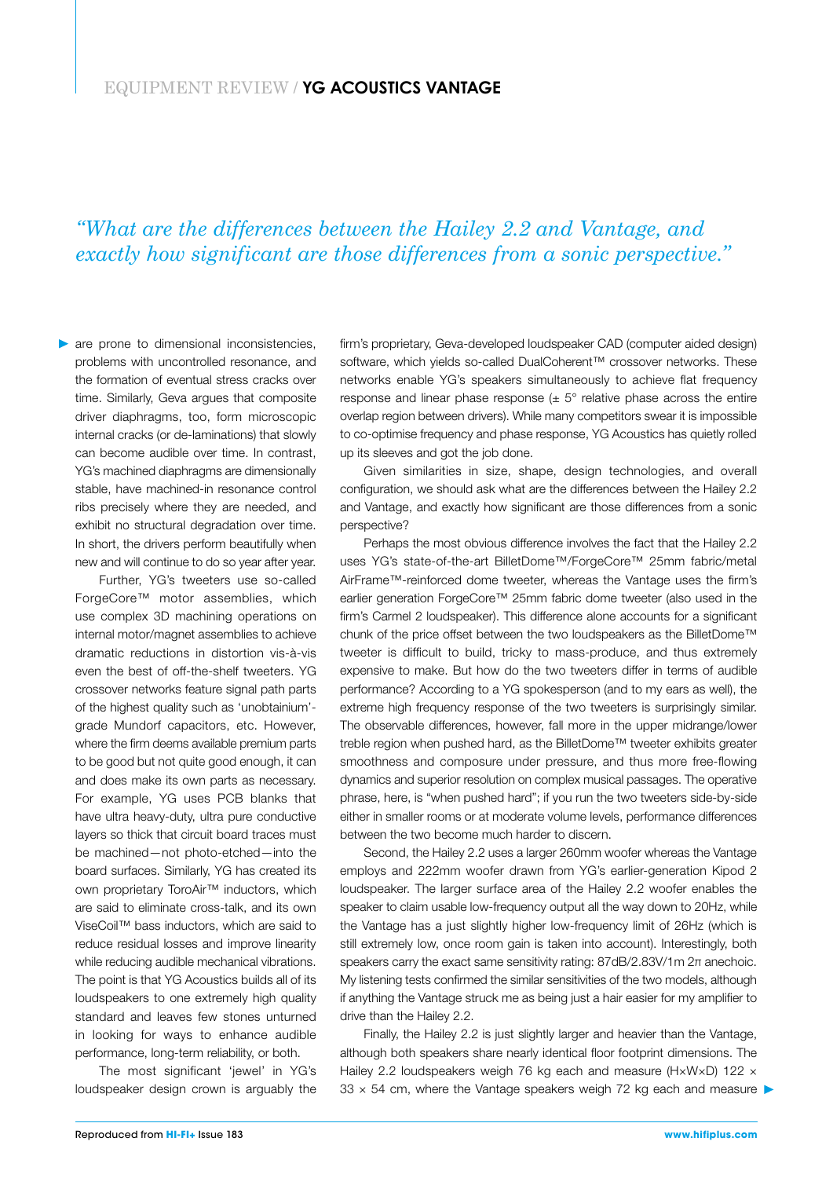*"What are the differences between the Hailey 2.2 and Vantage, and exactly how significant are those differences from a sonic perspective."*

are prone to dimensional inconsistencies, problems with uncontrolled resonance, and the formation of eventual stress cracks over time. Similarly, Geva argues that composite driver diaphragms, too, form microscopic internal cracks (or de-laminations) that slowly can become audible over time. In contrast, YG's machined diaphragms are dimensionally stable, have machined-in resonance control ribs precisely where they are needed, and exhibit no structural degradation over time. In short, the drivers perform beautifully when new and will continue to do so year after year.

Further, YG's tweeters use so-called ForgeCore™ motor assemblies, which use complex 3D machining operations on internal motor/magnet assemblies to achieve dramatic reductions in distortion vis-à-vis even the best of off-the-shelf tweeters. YG crossover networks feature signal path parts of the highest quality such as 'unobtainium'-grade Mundorf capacitors, etc. However, where the firm deems available premium parts to be good but not quite good enough, it can and does make its own parts as necessary. For example, YG uses PCB blanks that have ultra heavy-duty, ultra pure conductive layers so thick that circuit board traces must be machined—not photo-etched—into the board surfaces. Similarly, YG has created its own proprietary ToroAir™ inductors, which are said to eliminate cross-talk, and its own ViseCoil™ bass inductors, which are said to reduce residual losses and improve linearity while reducing audible mechanical vibrations. The point is that YG Acoustics builds all of its loudspeakers to one extremely high quality standard and leaves few stones unturned in looking for ways to enhance audible performance, long-term reliability, or both.

The most significant 'jewel' in YG's loudspeaker design crown is arguably the firm's proprietary, Geva-developed loudspeaker CAD (computer aided design) software, which yields so-called DualCoherent™ crossover networks. These networks enable YG's speakers simultaneously to achieve flat frequency response and linear phase response (± 5° relative phase across the entire overlap region between drivers). While many competitors swear it is impossible to co-optimise frequency and phase response, YG Acoustics has quietly rolled up its sleeves and got the job done.

Given similarities in size, shape, design technologies, and overall configuration, we should ask what are the differences between the Hailey 2.2 and Vantage, and exactly how significant are those differences from a sonic perspective?

Perhaps the most obvious difference involves the fact that the Hailey 2.2 uses YG's state-of-the-art BilletDome™/ForgeCore™ 25mm fabric/metal AirFrame™-reinforced dome tweeter, whereas the Vantage uses the firm's earlier generation ForgeCore™ 25mm fabric dome tweeter (also used in the firm's Carmel 2 loudspeaker). This difference alone accounts for a significant chunk of the price offset between the two loudspeakers as the BilletDome™ tweeter is difficult to build, tricky to mass-produce, and thus extremely expensive to make. But how do the two tweeters differ in terms of audible performance? According to a YG spokesperson (and to my ears as well), the extreme high frequency response of the two tweeters is surprisingly similar. The observable differences, however, fall more in the upper midrange/lower treble region when pushed hard, as the BilletDome™ tweeter exhibits greater smoothness and composure under pressure, and thus more free-flowing dynamics and superior resolution on complex musical passages. The operative phrase, here, is "when pushed hard"; if you run the two tweeters side-by-side either in smaller rooms or at moderate volume levels, performance differences between the two become much harder to discern.

Second, the Hailey 2.2 uses a larger 260mm woofer whereas the Vantage employs and 222mm woofer drawn from YG's earlier-generation Kipod 2 loudspeaker. The larger surface area of the Hailey 2.2 woofer enables the speaker to claim usable low-frequency output all the way down to 20Hz, while the Vantage has a just slightly higher low-frequency limit of 26Hz (which is still extremely low, once room gain is taken into account). Interestingly, both speakers carry the exact same sensitivity rating: 87dB/2.83V/1m 2π anechoic. My listening tests confirmed the similar sensitivities of the two models, although if anything the Vantage struck me as being just a hair easier for my amplifier to drive than the Hailey 2.2.

Finally, the Hailey 2.2 is just slightly larger and heavier than the Vantage, although both speakers share nearly identical floor footprint dimensions. The Hailey 2.2 loudspeakers weigh 76 kg each and measure (H×W×D) 122 × 33 × 54 cm, where the Vantage speakers weigh 72 kg each and measure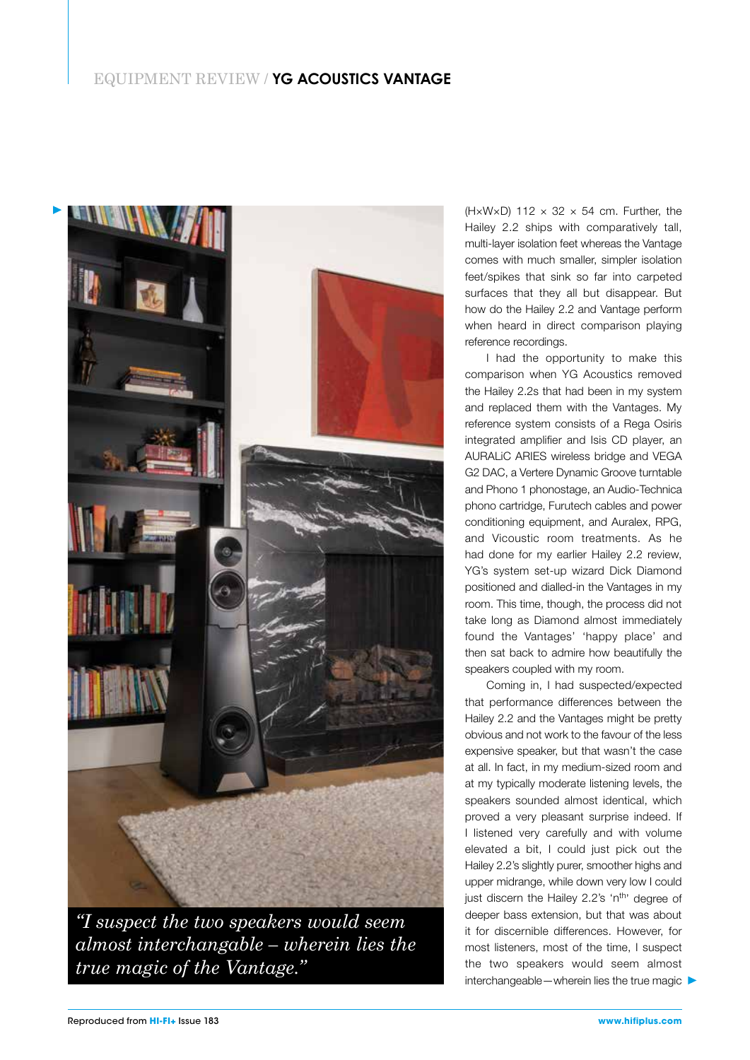*"I suspect the two speakers would seem almost interchangable – wherein lies the true magic of the Vantage."*

(H×W×D) 112 × 32 × 54 cm. Further, the Hailey 2.2 ships with comparatively tall, multi-layer isolation feet whereas the Vantage comes with much smaller, simpler isolation feet/spikes that sink so far into carpeted surfaces that they all but disappear. But how do the Hailey 2.2 and Vantage perform when heard in direct comparison playing reference recordings.

I had the opportunity to make this comparison when YG Acoustics removed the Hailey 2.2s that had been in my system and replaced them with the Vantages. My reference system consists of a Rega Osiris integrated amplifier and Isis CD player, an AURALiC ARIES wireless bridge and VEGA G2 DAC, a Vertere Dynamic Groove turntable and Phono 1 phonostage, an Audio-Technica phono cartridge, Furutech cables and power conditioning equipment, and Auralex, RPG, and Vicoustic room treatments. As he had done for my earlier Hailey 2.2 review, YG's system set-up wizard Dick Diamond positioned and dialled-in the Vantages in my room. This time, though, the process did not take long as Diamond almost immediately found the Vantages' 'happy place' and then sat back to admire how beautifully the speakers coupled with my room.

Coming in, I had suspected/expected that performance differences between the Hailey 2.2 and the Vantages might be pretty obvious and not work to the favour of the less expensive speaker, but that wasn't the case at all. In fact, in my medium-sized room and at my typically moderate listening levels, the speakers sounded almost identical, which proved a very pleasant surprise indeed. If I listened very carefully and with volume elevated a bit, I could just pick out the Hailey 2.2's slightly purer, smoother highs and upper midrange, while down very low I could just discern the Hailey 2.2's 'n$^{th}$' degree of deeper bass extension, but that was about it for discernible differences. However, for most listeners, most of the time, I suspect the two speakers would seem almost interchangeable—wherein lies the true magic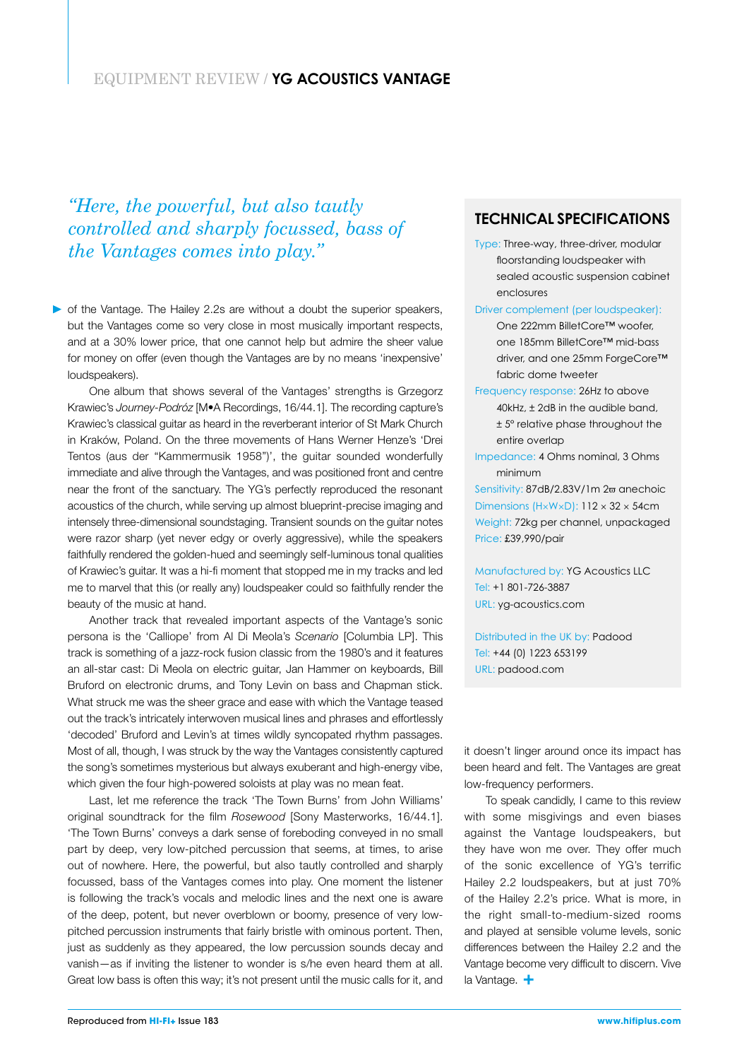*"Here, the powerful, but also tautly controlled and sharply focussed, bass of the Vantages comes into play."*

of the Vantage. The Hailey 2.2s are without a doubt the superior speakers, but the Vantages come so very close in most musically important respects, and at a 30% lower price, that one cannot help but admire the sheer value for money on offer (even though the Vantages are by no means 'inexpensive' loudspeakers).

One album that shows several of the Vantages' strengths is Grzegorz Krawiec's *Journey-Podróż* [M•A Recordings, 16/44.1]. The recording capture's Krawiec's classical guitar as heard in the reverberant interior of St Mark Church in Kraków, Poland. On the three movements of Hans Werner Henze's 'Drei Tentos (aus der "Kammermusik 1958")', the guitar sounded wonderfully immediate and alive through the Vantages, and was positioned front and centre near the front of the sanctuary. The YG's perfectly reproduced the resonant acoustics of the church, while serving up almost blueprint-precise imaging and intensely three-dimensional soundstaging. Transient sounds on the guitar notes were razor sharp (yet never edgy or overly aggressive), while the speakers faithfully rendered the golden-hued and seemingly self-luminous tonal qualities of Krawiec's guitar. It was a hi-fi moment that stopped me in my tracks and led me to marvel that this (or really any) loudspeaker could so faithfully render the beauty of the music at hand.

Another track that revealed important aspects of the Vantage's sonic persona is the 'Calliope' from Al Di Meola's *Scenario* [Columbia LP]. This track is something of a jazz-rock fusion classic from the 1980's and it features an all-star cast: Di Meola on electric guitar, Jan Hammer on keyboards, Bill Bruford on electronic drums, and Tony Levin on bass and Chapman stick. What struck me was the sheer grace and ease with which the Vantage teased out the track's intricately interwoven musical lines and phrases and effortlessly 'decoded' Bruford and Levin's at times wildly syncopated rhythm passages. Most of all, though, I was struck by the way the Vantages consistently captured the song's sometimes mysterious but always exuberant and high-energy vibe, which given the four high-powered soloists at play was no mean feat.

Last, let me reference the track 'The Town Burns' from John Williams' original soundtrack for the film *Rosewood* [Sony Masterworks, 16/44.1]. 'The Town Burns' conveys a dark sense of foreboding conveyed in no small part by deep, very low-pitched percussion that seems, at times, to arise out of nowhere. Here, the powerful, but also tautly controlled and sharply focussed, bass of the Vantages comes into play. One moment the listener is following the track's vocals and melodic lines and the next one is aware of the deep, potent, but never overblown or boomy, presence of very low-pitched percussion instruments that fairly bristle with ominous portent. Then, just as suddenly as they appeared, the low percussion sounds decay and vanish—as if inviting the listener to wonder is s/he even heard them at all. Great low bass is often this way; it's not present until the music calls for it, and it doesn't linger around once its impact has been heard and felt. The Vantages are great low-frequency performers.

To speak candidly, I came to this review with some misgivings and even biases against the Vantage loudspeakers, but they have won me over. They offer much of the sonic excellence of YG's terrific Hailey 2.2 loudspeakers, but at just 70% of the Hailey 2.2's price. What is more, in the right small-to-medium-sized rooms and played at sensible volume levels, sonic differences between the Hailey 2.2 and the Vantage become very difficult to discern. Vive la Vantage. +

## TECHNICAL SPECIFICATIONS

Type: Three-way, three-driver, modular floorstanding loudspeaker with sealed acoustic suspension cabinet enclosures

Driver complement (per loudspeaker): One 222mm BilletCore™ woofer, one 185mm BilletCore™ mid-bass driver, and one 25mm ForgeCore™ fabric dome tweeter

Frequency response: 26Hz to above 40kHz, ± 2dB in the audible band, ± 5º relative phase throughout the entire overlap

Impedance: 4 Ohms nominal, 3 Ohms minimum

Sensitivity: 87dB/2.83V/1m 2ϖ anechoic

Dimensions (H×W×D): 112 × 32 × 54cm

Weight: 72kg per channel, unpackaged

Price: £39,990/pair

Manufactured by: YG Acoustics LLC
Tel: +1 801-726-3887
URL: yg-acoustics.com

Distributed in the UK by: Padood
Tel: +44 (0) 1223 653199
URL: padood.com

Reproduced from **HI-FI+** Issue 183